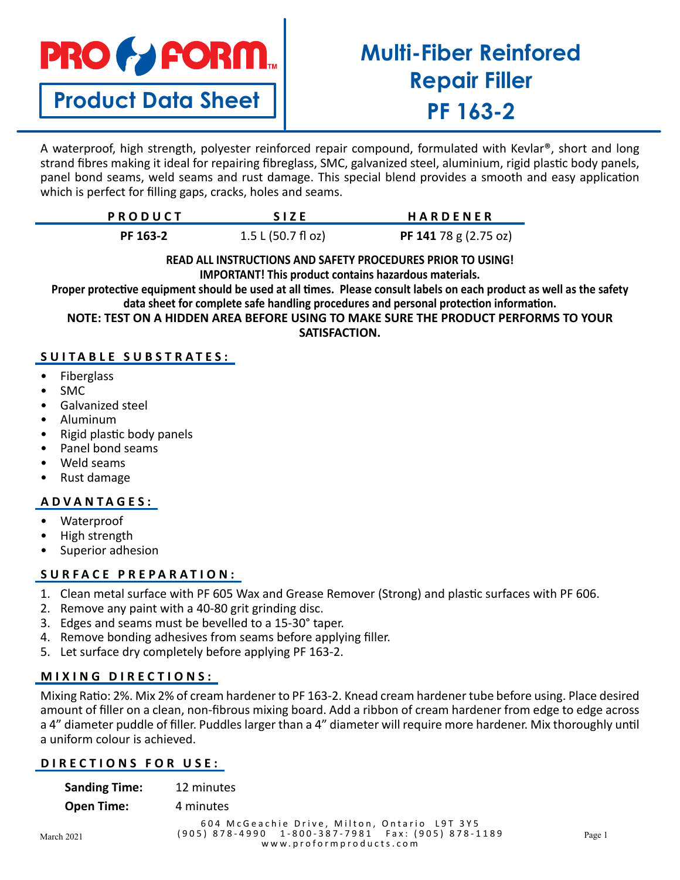# PRO FORM

## Product Data Sheet

# Multi-Fiber Reinfored Repair Filler PF 163-2

A waterproof, high strength, polyester reinforced repair compound, formulated with Kevlar®, short and long strand fibres making it ideal for repairing fibreglass, SMC, galvanized steel, aluminium, rigid plastic body panels, panel bond seams, weld seams and rust damage. This special blend provides a smooth and easy application which is perfect for filling gaps, cracks, holes and seams.

| PRODUCT | SIZE | HARDENER |
|---|---|---|
| **PF 163-2** | 1.5 L (50.7 fl oz) | **PF 141** 78 g (2.75 oz) |

**READ ALL INSTRUCTIONS AND SAFETY PROCEDURES PRIOR TO USING!**
**IMPORTANT! This product contains hazardous materials.**
**Proper protective equipment should be used at all times. Please consult labels on each product as well as the safety data sheet for complete safe handling procedures and personal protection information.**
**NOTE: TEST ON A HIDDEN AREA BEFORE USING TO MAKE SURE THE PRODUCT PERFORMS TO YOUR SATISFACTION.**

## SUITABLE SUBSTRATES:

- Fiberglass
- SMC
- Galvanized steel
- Aluminum
- Rigid plastic body panels
- Panel bond seams
- Weld seams
- Rust damage

## ADVANTAGES:

- Waterproof
- High strength
- Superior adhesion

## SURFACE PREPARATION:

1. Clean metal surface with PF 605 Wax and Grease Remover (Strong) and plastic surfaces with PF 606.
2. Remove any paint with a 40-80 grit grinding disc.
3. Edges and seams must be bevelled to a 15-30° taper.
4. Remove bonding adhesives from seams before applying filler.
5. Let surface dry completely before applying PF 163-2.

## MIXING DIRECTIONS:

Mixing Ratio: 2%. Mix 2% of cream hardener to PF 163-2. Knead cream hardener tube before using. Place desired amount of filler on a clean, non-fibrous mixing board. Add a ribbon of cream hardener from edge to edge across a 4" diameter puddle of filler. Puddles larger than a 4" diameter will require more hardener. Mix thoroughly until a uniform colour is achieved.

## DIRECTIONS FOR USE:

| | |
|---|---|
| **Sanding Time:** | 12 minutes |
| **Open Time:** | 4 minutes |

March 2021

604 McGeachie Drive, Milton, Ontario L9T 3Y5
(905) 878-4990 1-800-387-7981 Fax: (905) 878-1189
www.proformproducts.com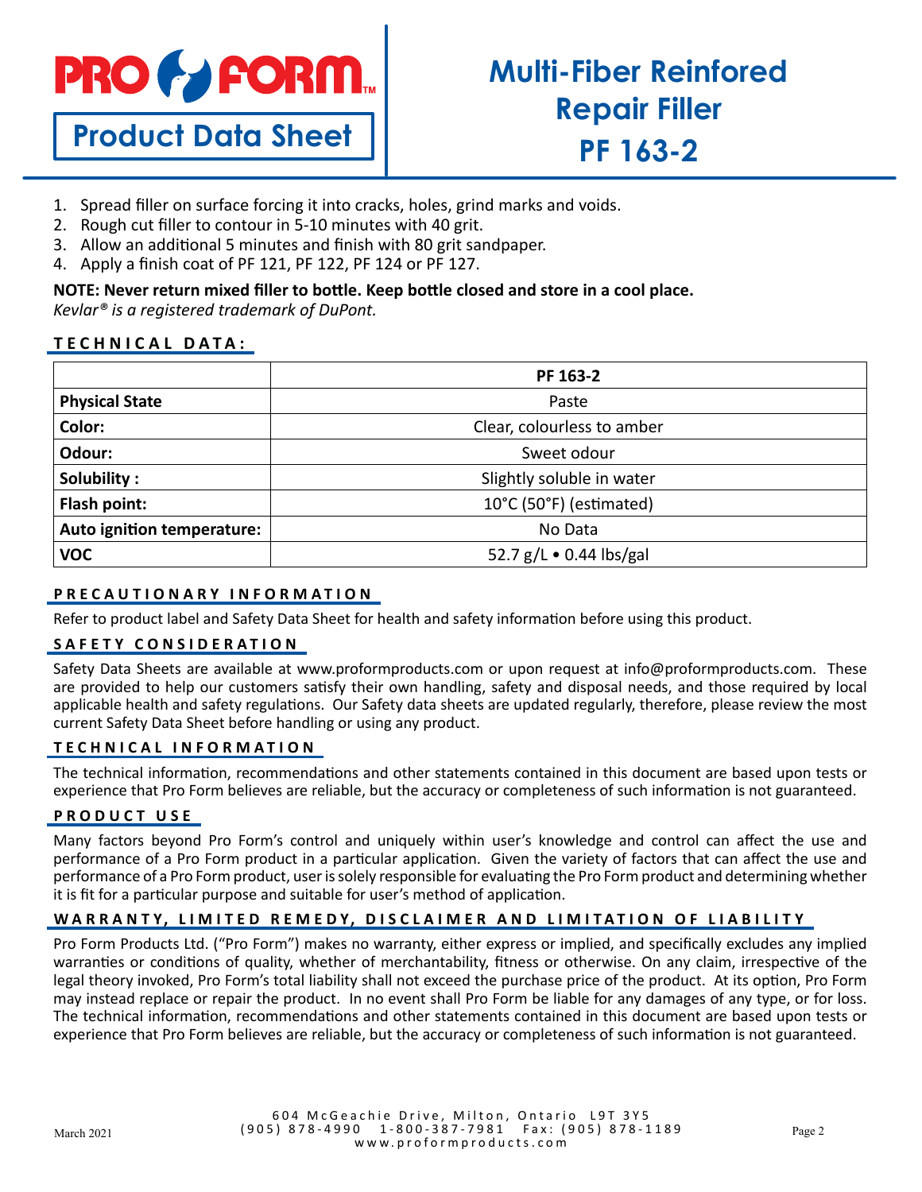# PRO FORM

## Product Data Sheet

# Multi-Fiber Reinfored Repair Filler PF 163-2

1. Spread filler on surface forcing it into cracks, holes, grind marks and voids.
2. Rough cut filler to contour in 5-10 minutes with 40 grit.
3. Allow an additional 5 minutes and finish with 80 grit sandpaper.
4. Apply a finish coat of PF 121, PF 122, PF 124 or PF 127.

**NOTE: Never return mixed filler to bottle. Keep bottle closed and store in a cool place.**
*Kevlar® is a registered trademark of DuPont.*

## TECHNICAL DATA:

| | PF 163-2 |
|---|---|
| **Physical State** | Paste |
| **Color:** | Clear, colourless to amber |
| **Odour:** | Sweet odour |
| **Solubility :** | Slightly soluble in water |
| **Flash point:** | 10°C (50°F) (estimated) |
| **Auto ignition temperature:** | No Data |
| **VOC** | 52.7 g/L • 0.44 lbs/gal |

## PRECAUTIONARY INFORMATION

Refer to product label and Safety Data Sheet for health and safety information before using this product.

## SAFETY CONSIDERATION

Safety Data Sheets are available at www.proformproducts.com or upon request at info@proformproducts.com. These are provided to help our customers satisfy their own handling, safety and disposal needs, and those required by local applicable health and safety regulations. Our Safety data sheets are updated regularly, therefore, please review the most current Safety Data Sheet before handling or using any product.

## TECHNICAL INFORMATION

The technical information, recommendations and other statements contained in this document are based upon tests or experience that Pro Form believes are reliable, but the accuracy or completeness of such information is not guaranteed.

## PRODUCT USE

Many factors beyond Pro Form's control and uniquely within user's knowledge and control can affect the use and performance of a Pro Form product in a particular application. Given the variety of factors that can affect the use and performance of a Pro Form product, user is solely responsible for evaluating the Pro Form product and determining whether it is fit for a particular purpose and suitable for user's method of application.

## WARRANTY, LIMITED REMEDY, DISCLAIMER AND LIMITATION OF LIABILITY

Pro Form Products Ltd. ("Pro Form") makes no warranty, either express or implied, and specifically excludes any implied warranties or conditions of quality, whether of merchantability, fitness or otherwise. On any claim, irrespective of the legal theory invoked, Pro Form's total liability shall not exceed the purchase price of the product. At its option, Pro Form may instead replace or repair the product. In no event shall Pro Form be liable for any damages of any type, or for loss. The technical information, recommendations and other statements contained in this document are based upon tests or experience that Pro Form believes are reliable, but the accuracy or completeness of such information is not guaranteed.

March 2021

604 McGeachie Drive, Milton, Ontario L9T 3Y5
(905) 878-4990 1-800-387-7981 Fax: (905) 878-1189
www.proformproducts.com